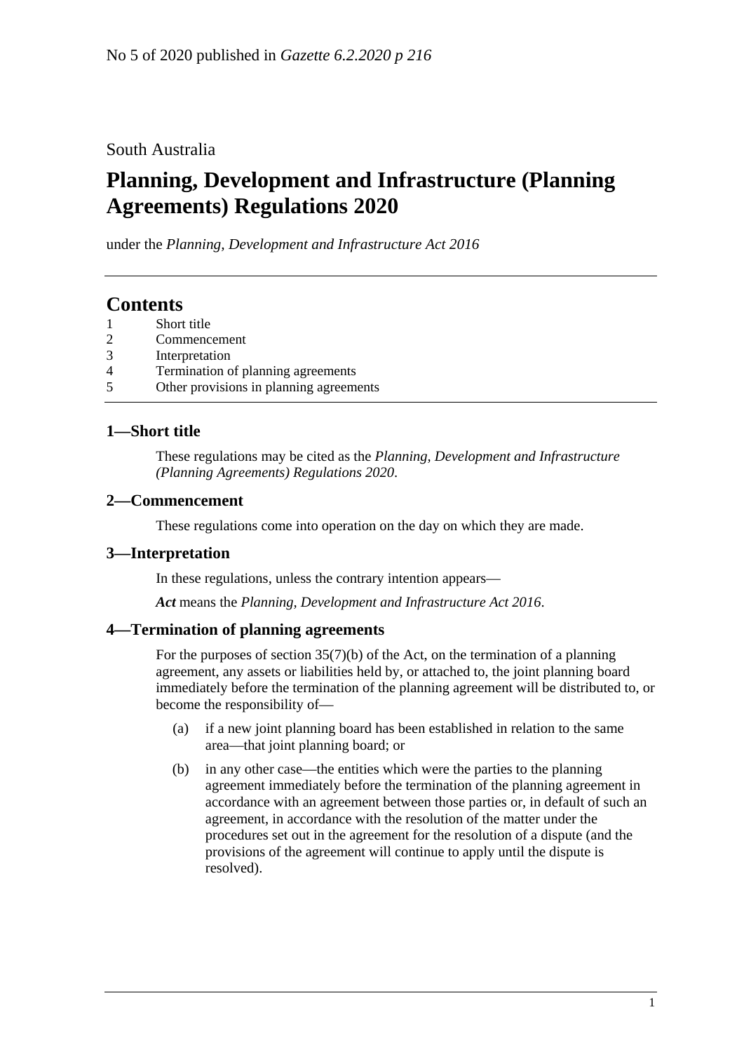No 5 of 2020 published in *Gazette 6.2.2020 p 216*

South Australia

# Planning, Development and Infrastructure (Planning Agreements) Regulations 2020

under the *Planning, Development and Infrastructure Act 2016*

## Contents

1 Short title
2 Commencement
3 Interpretation
4 Termination of planning agreements
5 Other provisions in planning agreements

### 1—Short title

These regulations may be cited as the *Planning, Development and Infrastructure (Planning Agreements) Regulations 2020*.

### 2—Commencement

These regulations come into operation on the day on which they are made.

### 3—Interpretation

In these regulations, unless the contrary intention appears—

***Act*** means the *Planning, Development and Infrastructure Act 2016*.

### 4—Termination of planning agreements

For the purposes of section 35(7)(b) of the Act, on the termination of a planning agreement, any assets or liabilities held by, or attached to, the joint planning board immediately before the termination of the planning agreement will be distributed to, or become the responsibility of—

(a) if a new joint planning board has been established in relation to the same area—that joint planning board; or

(b) in any other case—the entities which were the parties to the planning agreement immediately before the termination of the planning agreement in accordance with an agreement between those parties or, in default of such an agreement, in accordance with the resolution of the matter under the procedures set out in the agreement for the resolution of a dispute (and the provisions of the agreement will continue to apply until the dispute is resolved).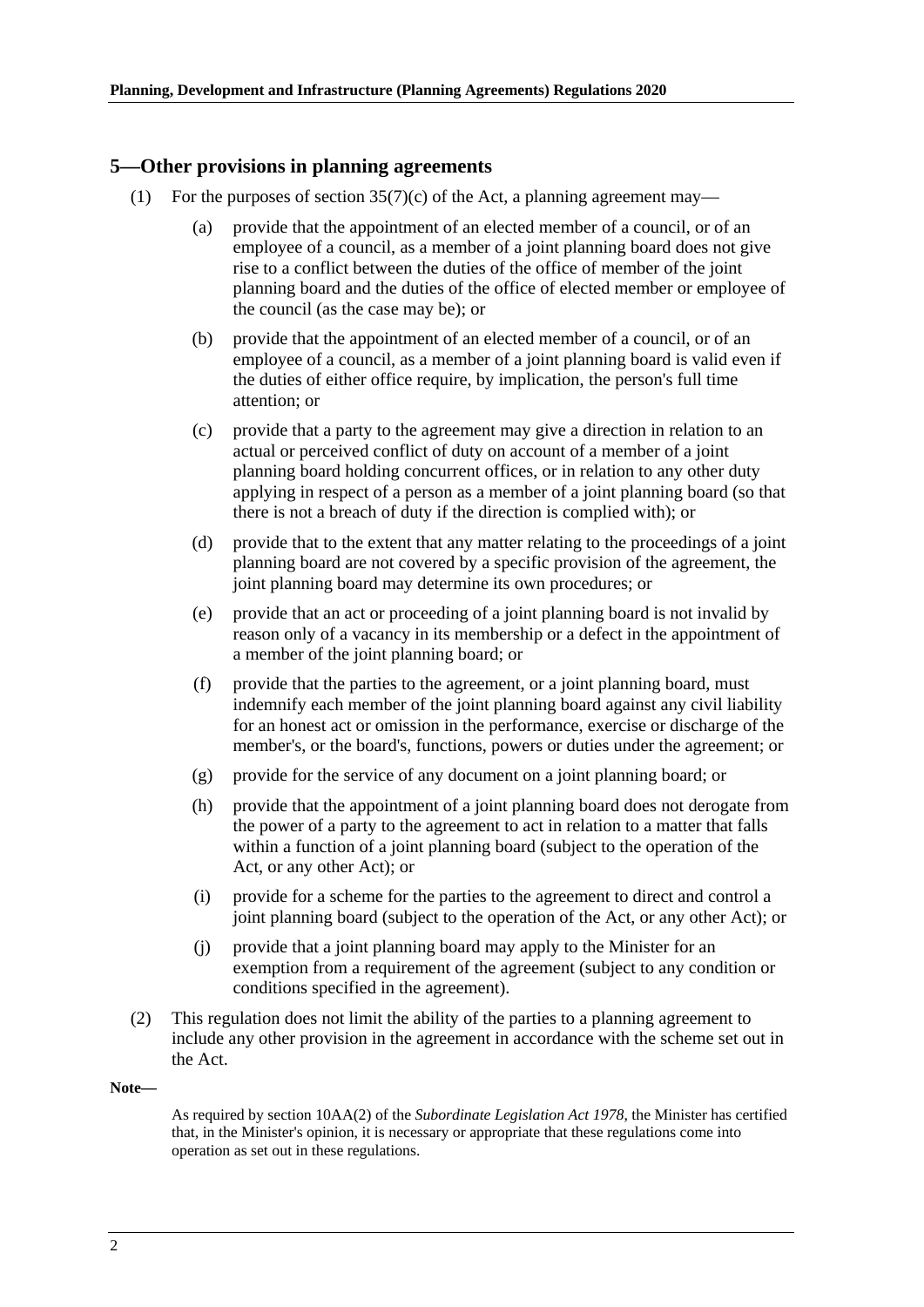## 5—Other provisions in planning agreements

(1) For the purposes of section 35(7)(c) of the Act, a planning agreement may—

(a) provide that the appointment of an elected member of a council, or of an employee of a council, as a member of a joint planning board does not give rise to a conflict between the duties of the office of member of the joint planning board and the duties of the office of elected member or employee of the council (as the case may be); or

(b) provide that the appointment of an elected member of a council, or of an employee of a council, as a member of a joint planning board is valid even if the duties of either office require, by implication, the person's full time attention; or

(c) provide that a party to the agreement may give a direction in relation to an actual or perceived conflict of duty on account of a member of a joint planning board holding concurrent offices, or in relation to any other duty applying in respect of a person as a member of a joint planning board (so that there is not a breach of duty if the direction is complied with); or

(d) provide that to the extent that any matter relating to the proceedings of a joint planning board are not covered by a specific provision of the agreement, the joint planning board may determine its own procedures; or

(e) provide that an act or proceeding of a joint planning board is not invalid by reason only of a vacancy in its membership or a defect in the appointment of a member of the joint planning board; or

(f) provide that the parties to the agreement, or a joint planning board, must indemnify each member of the joint planning board against any civil liability for an honest act or omission in the performance, exercise or discharge of the member's, or the board's, functions, powers or duties under the agreement; or

(g) provide for the service of any document on a joint planning board; or

(h) provide that the appointment of a joint planning board does not derogate from the power of a party to the agreement to act in relation to a matter that falls within a function of a joint planning board (subject to the operation of the Act, or any other Act); or

(i) provide for a scheme for the parties to the agreement to direct and control a joint planning board (subject to the operation of the Act, or any other Act); or

(j) provide that a joint planning board may apply to the Minister for an exemption from a requirement of the agreement (subject to any condition or conditions specified in the agreement).

(2) This regulation does not limit the ability of the parties to a planning agreement to include any other provision in the agreement in accordance with the scheme set out in the Act.

**Note—**

As required by section 10AA(2) of the *Subordinate Legislation Act 1978*, the Minister has certified that, in the Minister's opinion, it is necessary or appropriate that these regulations come into operation as set out in these regulations.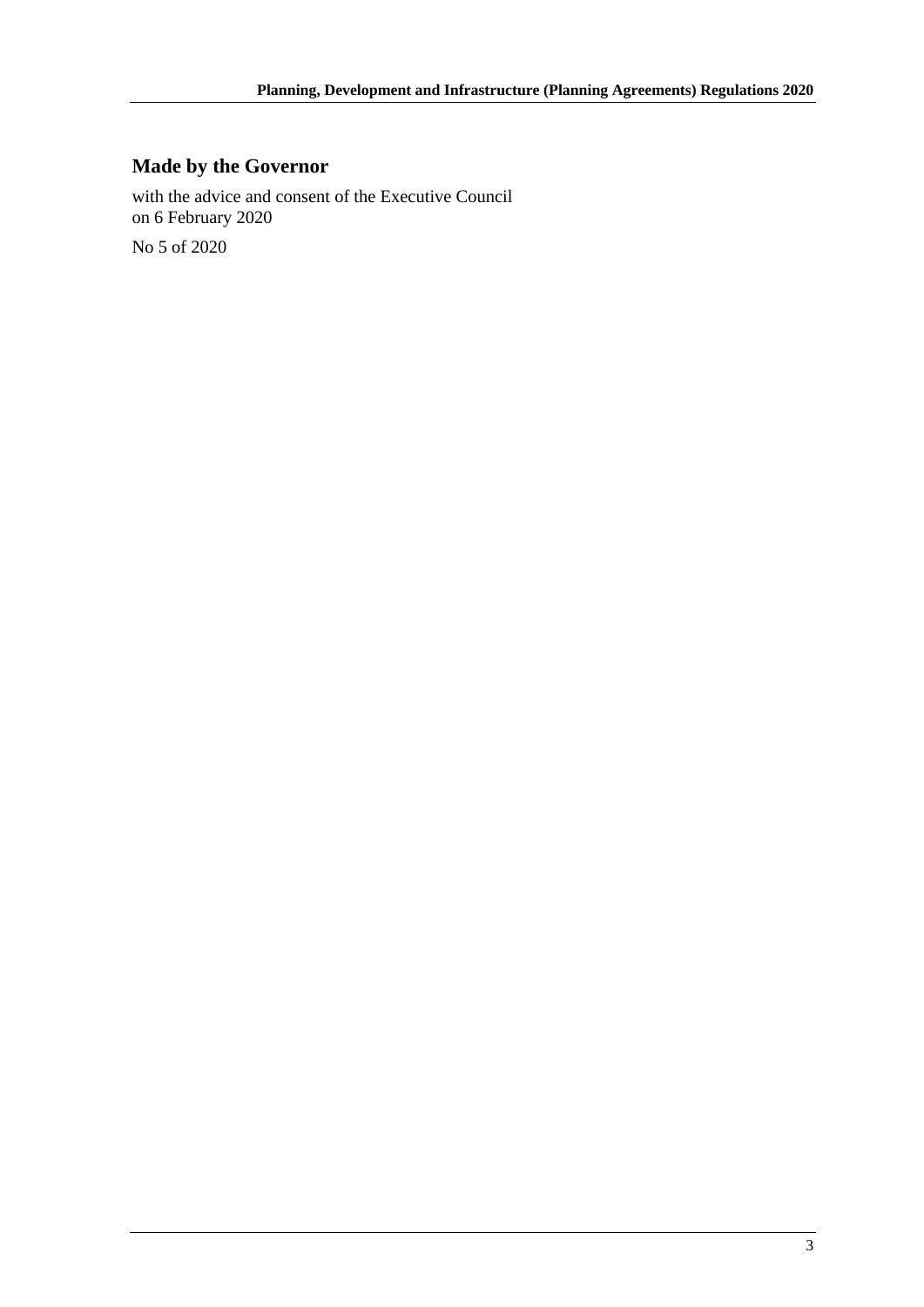## Made by the Governor

with the advice and consent of the Executive Council
on 6 February 2020

No 5 of 2020